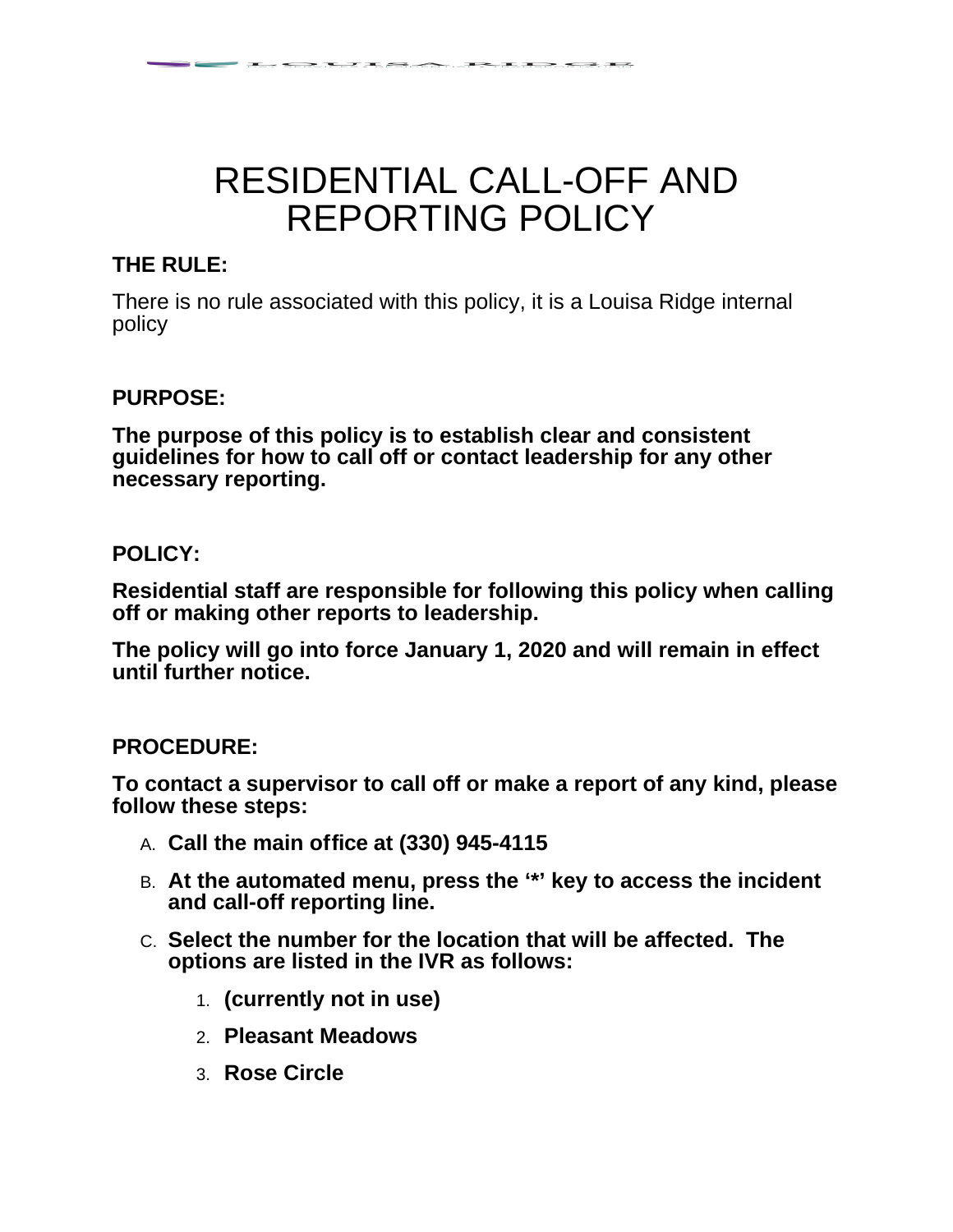# RESIDENTIAL CALL-OFF AND REPORTING POLICY

**THE RULE:**

There is no rule associated with this policy, it is a Louisa Ridge internal policy

**PURPOSE:**

**The purpose of this policy is to establish clear and consistent guidelines for how to call off or contact leadership for any other necessary reporting.**

**POLICY:**

**Residential staff are responsible for following this policy when calling off or making other reports to leadership.**

**The policy will go into force January 1, 2020 and will remain in effect until further notice.**

**PROCEDURE:**

**To contact a supervisor to call off or make a report of any kind, please follow these steps:**

A. **Call the main office at (330) 945-4115**

B. **At the automated menu, press the '*' key to access the incident and call-off reporting line.**

C. **Select the number for the location that will be affected. The options are listed in the IVR as follows:**

   1. **(currently not in use)**
   2. **Pleasant Meadows**
   3. **Rose Circle**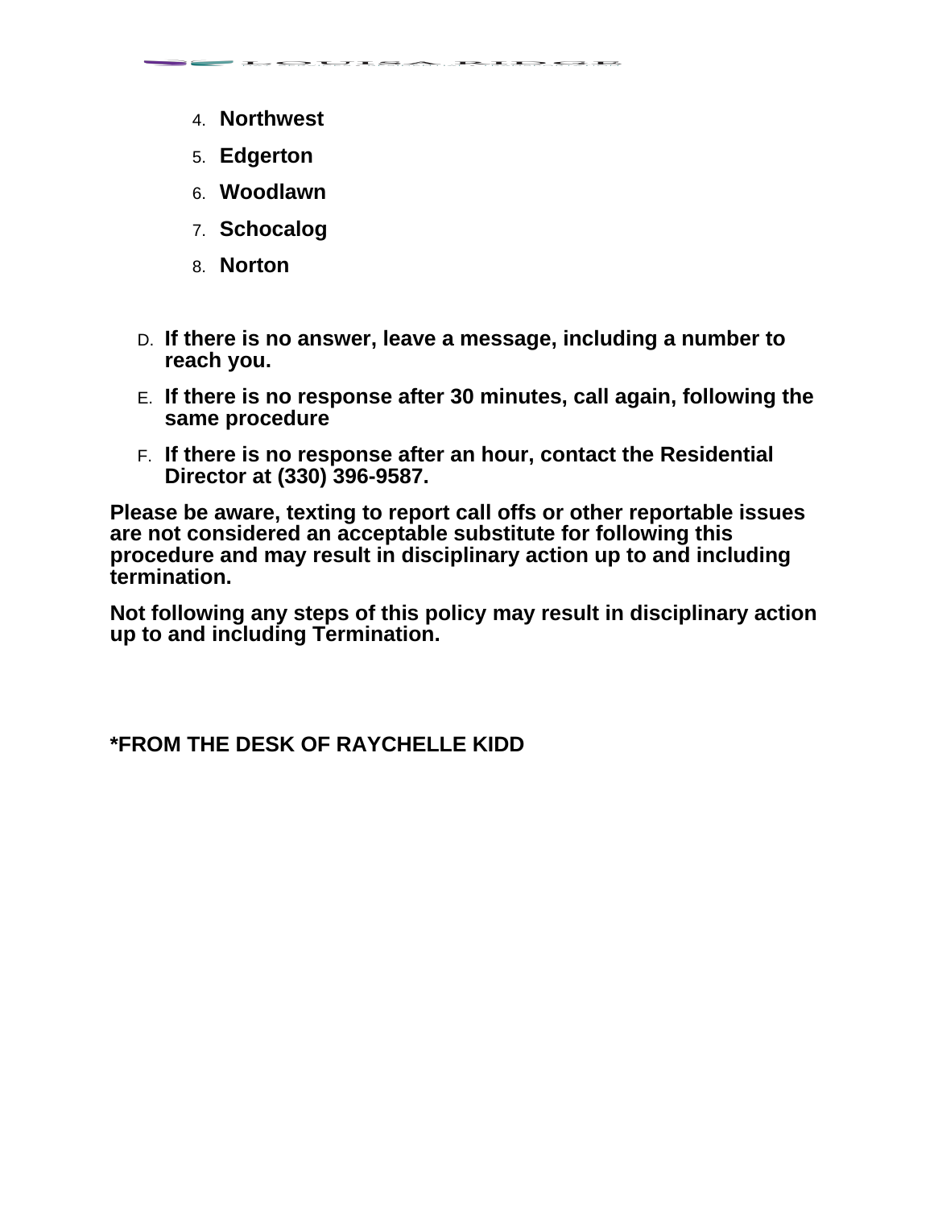4. **Northwest**
5. **Edgerton**
6. **Woodlawn**
7. **Schocalog**
8. **Norton**

D. **If there is no answer, leave a message, including a number to reach you.**

E. **If there is no response after 30 minutes, call again, following the same procedure**

F. **If there is no response after an hour, contact the Residential Director at (330) 396-9587.**

**Please be aware, texting to report call offs or other reportable issues are not considered an acceptable substitute for following this procedure and may result in disciplinary action up to and including termination.**

**Not following any steps of this policy may result in disciplinary action up to and including Termination.**

**\*FROM THE DESK OF RAYCHELLE KIDD**